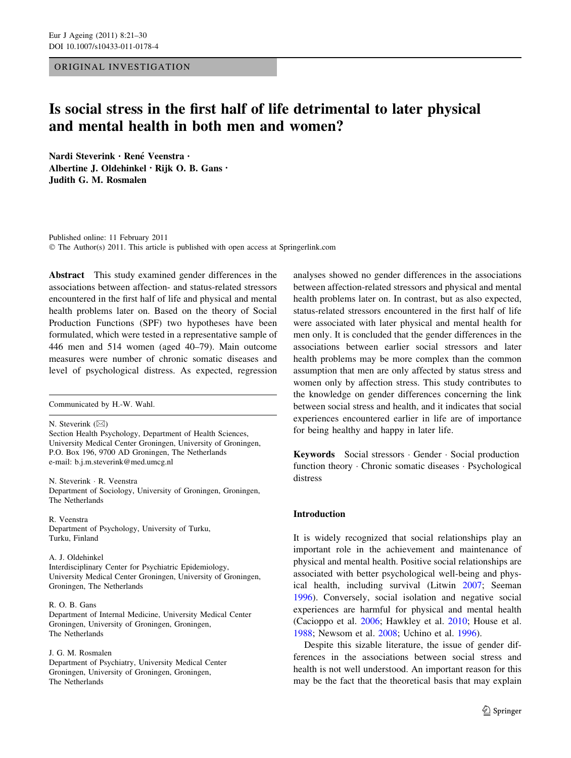ORIGINAL INVESTIGATION

# Is social stress in the first half of life detrimental to later physical and mental health in both men and women?

**Nardi Steverink · René Veenstra · Albertine J. Oldehinkel · Rijk O. B. Gans · Judith G. M. Rosmalen**

Published online: 11 February 2011
© The Author(s) 2011. This article is published with open access at Springerlink.com

**Abstract** This study examined gender differences in the associations between affection- and status-related stressors encountered in the first half of life and physical and mental health problems later on. Based on the theory of Social Production Functions (SPF) two hypotheses have been formulated, which were tested in a representative sample of 446 men and 514 women (aged 40–79). Main outcome measures were number of chronic somatic diseases and level of psychological distress. As expected, regression analyses showed no gender differences in the associations between affection-related stressors and physical and mental health problems later on. In contrast, but as also expected, status-related stressors encountered in the first half of life were associated with later physical and mental health for men only. It is concluded that the gender differences in the associations between earlier social stressors and later health problems may be more complex than the common assumption that men are only affected by status stress and women only by affection stress. This study contributes to the knowledge on gender differences concerning the link between social stress and health, and it indicates that social experiences encountered earlier in life are of importance for being healthy and happy in later life.

**Keywords** Social stressors · Gender · Social production function theory · Chronic somatic diseases · Psychological distress

Communicated by H.-W. Wahl.

N. Steverink (✉)
Section Health Psychology, Department of Health Sciences, University Medical Center Groningen, University of Groningen, P.O. Box 196, 9700 AD Groningen, The Netherlands
e-mail: b.j.m.steverink@med.umcg.nl

N. Steverink · R. Veenstra
Department of Sociology, University of Groningen, Groningen, The Netherlands

R. Veenstra
Department of Psychology, University of Turku, Turku, Finland

A. J. Oldehinkel
Interdisciplinary Center for Psychiatric Epidemiology, University Medical Center Groningen, University of Groningen, Groningen, The Netherlands

R. O. B. Gans
Department of Internal Medicine, University Medical Center Groningen, University of Groningen, Groningen, The Netherlands

J. G. M. Rosmalen
Department of Psychiatry, University Medical Center Groningen, University of Groningen, Groningen, The Netherlands

## Introduction

It is widely recognized that social relationships play an important role in the achievement and maintenance of physical and mental health. Positive social relationships are associated with better psychological well-being and physical health, including survival (Litwin 2007; Seeman 1996). Conversely, social isolation and negative social experiences are harmful for physical and mental health (Cacioppo et al. 2006; Hawkley et al. 2010; House et al. 1988; Newsom et al. 2008; Uchino et al. 1996).

Despite this sizable literature, the issue of gender differences in the associations between social stress and health is not well understood. An important reason for this may be the fact that the theoretical basis that may explain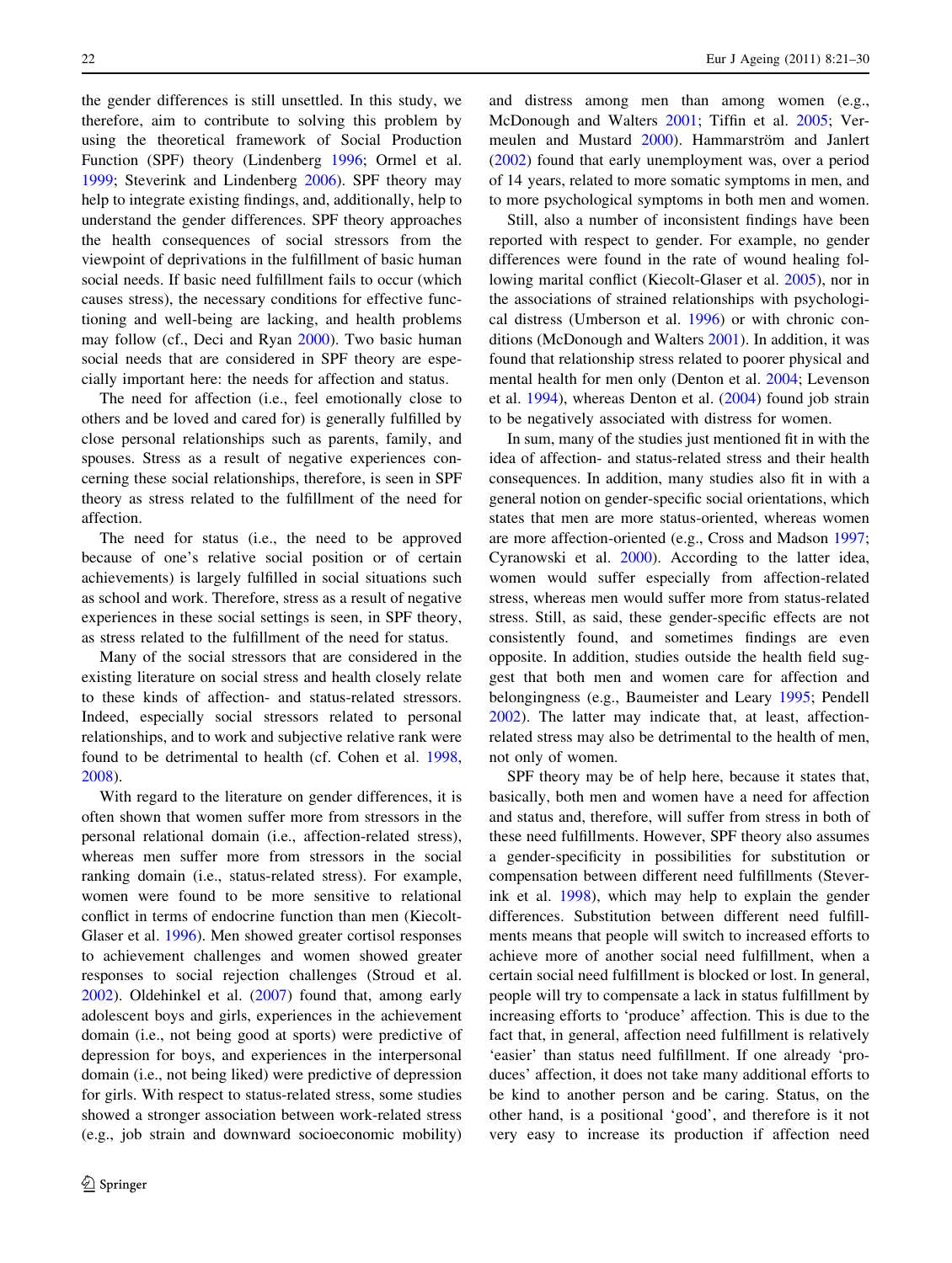the gender differences is still unsettled. In this study, we therefore, aim to contribute to solving this problem by using the theoretical framework of Social Production Function (SPF) theory (Lindenberg 1996; Ormel et al. 1999; Steverink and Lindenberg 2006). SPF theory may help to integrate existing findings, and, additionally, help to understand the gender differences. SPF theory approaches the health consequences of social stressors from the viewpoint of deprivations in the fulfillment of basic human social needs. If basic need fulfillment fails to occur (which causes stress), the necessary conditions for effective functioning and well-being are lacking, and health problems may follow (cf., Deci and Ryan 2000). Two basic human social needs that are considered in SPF theory are especially important here: the needs for affection and status.

The need for affection (i.e., feel emotionally close to others and be loved and cared for) is generally fulfilled by close personal relationships such as parents, family, and spouses. Stress as a result of negative experiences concerning these social relationships, therefore, is seen in SPF theory as stress related to the fulfillment of the need for affection.

The need for status (i.e., the need to be approved because of one's relative social position or of certain achievements) is largely fulfilled in social situations such as school and work. Therefore, stress as a result of negative experiences in these social settings is seen, in SPF theory, as stress related to the fulfillment of the need for status.

Many of the social stressors that are considered in the existing literature on social stress and health closely relate to these kinds of affection- and status-related stressors. Indeed, especially social stressors related to personal relationships, and to work and subjective relative rank were found to be detrimental to health (cf. Cohen et al. 1998, 2008).

With regard to the literature on gender differences, it is often shown that women suffer more from stressors in the personal relational domain (i.e., affection-related stress), whereas men suffer more from stressors in the social ranking domain (i.e., status-related stress). For example, women were found to be more sensitive to relational conflict in terms of endocrine function than men (Kiecolt-Glaser et al. 1996). Men showed greater cortisol responses to achievement challenges and women showed greater responses to social rejection challenges (Stroud et al. 2002). Oldehinkel et al. (2007) found that, among early adolescent boys and girls, experiences in the achievement domain (i.e., not being good at sports) were predictive of depression for boys, and experiences in the interpersonal domain (i.e., not being liked) were predictive of depression for girls. With respect to status-related stress, some studies showed a stronger association between work-related stress (e.g., job strain and downward socioeconomic mobility) and distress among men than among women (e.g., McDonough and Walters 2001; Tiffin et al. 2005; Vermeulen and Mustard 2000). Hammarström and Janlert (2002) found that early unemployment was, over a period of 14 years, related to more somatic symptoms in men, and to more psychological symptoms in both men and women.

Still, also a number of inconsistent findings have been reported with respect to gender. For example, no gender differences were found in the rate of wound healing following marital conflict (Kiecolt-Glaser et al. 2005), nor in the associations of strained relationships with psychological distress (Umberson et al. 1996) or with chronic conditions (McDonough and Walters 2001). In addition, it was found that relationship stress related to poorer physical and mental health for men only (Denton et al. 2004; Levenson et al. 1994), whereas Denton et al. (2004) found job strain to be negatively associated with distress for women.

In sum, many of the studies just mentioned fit in with the idea of affection- and status-related stress and their health consequences. In addition, many studies also fit in with a general notion on gender-specific social orientations, which states that men are more status-oriented, whereas women are more affection-oriented (e.g., Cross and Madson 1997; Cyranowski et al. 2000). According to the latter idea, women would suffer especially from affection-related stress, whereas men would suffer more from status-related stress. Still, as said, these gender-specific effects are not consistently found, and sometimes findings are even opposite. In addition, studies outside the health field suggest that both men and women care for affection and belongingness (e.g., Baumeister and Leary 1995; Pendell 2002). The latter may indicate that, at least, affection-related stress may also be detrimental to the health of men, not only of women.

SPF theory may be of help here, because it states that, basically, both men and women have a need for affection and status and, therefore, will suffer from stress in both of these need fulfillments. However, SPF theory also assumes a gender-specificity in possibilities for substitution or compensation between different need fulfillments (Steverink et al. 1998), which may help to explain the gender differences. Substitution between different need fulfillments means that people will switch to increased efforts to achieve more of another social need fulfillment, when a certain social need fulfillment is blocked or lost. In general, people will try to compensate a lack in status fulfillment by increasing efforts to 'produce' affection. This is due to the fact that, in general, affection need fulfillment is relatively 'easier' than status need fulfillment. If one already 'produces' affection, it does not take many additional efforts to be kind to another person and be caring. Status, on the other hand, is a positional 'good', and therefore is it not very easy to increase its production if affection need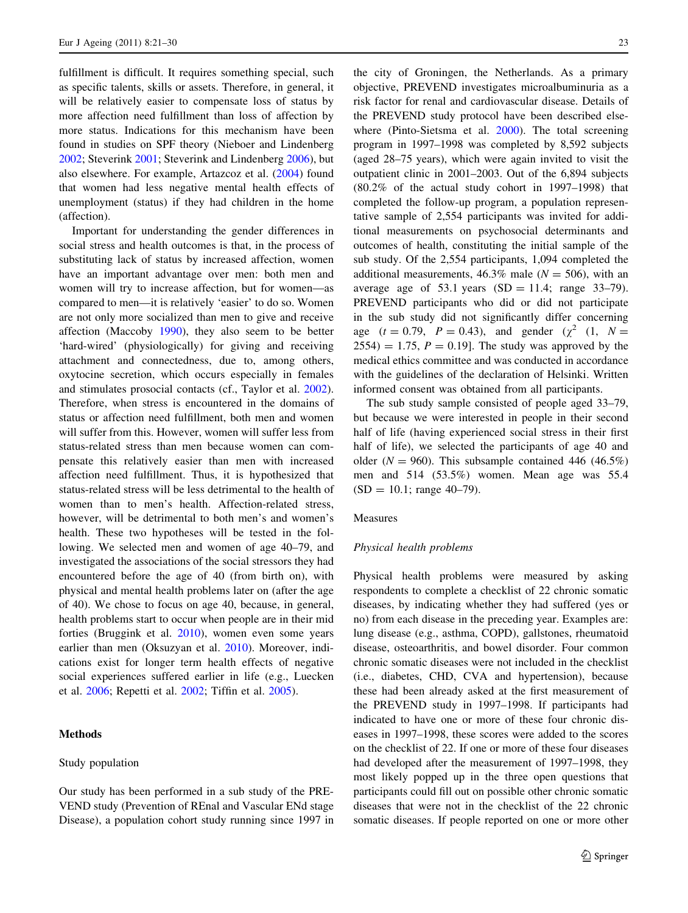fulfillment is difficult. It requires something special, such as specific talents, skills or assets. Therefore, in general, it will be relatively easier to compensate loss of status by more affection need fulfillment than loss of affection by more status. Indications for this mechanism have been found in studies on SPF theory (Nieboer and Lindenberg 2002; Steverink 2001; Steverink and Lindenberg 2006), but also elsewhere. For example, Artazcoz et al. (2004) found that women had less negative mental health effects of unemployment (status) if they had children in the home (affection).

Important for understanding the gender differences in social stress and health outcomes is that, in the process of substituting lack of status by increased affection, women have an important advantage over men: both men and women will try to increase affection, but for women—as compared to men—it is relatively 'easier' to do so. Women are not only more socialized than men to give and receive affection (Maccoby 1990), they also seem to be better 'hard-wired' (physiologically) for giving and receiving attachment and connectedness, due to, among others, oxytocine secretion, which occurs especially in females and stimulates prosocial contacts (cf., Taylor et al. 2002). Therefore, when stress is encountered in the domains of status or affection need fulfillment, both men and women will suffer from this. However, women will suffer less from status-related stress than men because women can compensate this relatively easier than men with increased affection need fulfillment. Thus, it is hypothesized that status-related stress will be less detrimental to the health of women than to men's health. Affection-related stress, however, will be detrimental to both men's and women's health. These two hypotheses will be tested in the following. We selected men and women of age 40–79, and investigated the associations of the social stressors they had encountered before the age of 40 (from birth on), with physical and mental health problems later on (after the age of 40). We chose to focus on age 40, because, in general, health problems start to occur when people are in their mid forties (Bruggink et al. 2010), women even some years earlier than men (Oksuzyan et al. 2010). Moreover, indications exist for longer term health effects of negative social experiences suffered earlier in life (e.g., Luecken et al. 2006; Repetti et al. 2002; Tiffin et al. 2005).

## Methods

### Study population

Our study has been performed in a sub study of the PREVEND study (Prevention of REnal and Vascular ENd stage Disease), a population cohort study running since 1997 in the city of Groningen, the Netherlands. As a primary objective, PREVEND investigates microalbuminuria as a risk factor for renal and cardiovascular disease. Details of the PREVEND study protocol have been described elsewhere (Pinto-Sietsma et al. 2000). The total screening program in 1997–1998 was completed by 8,592 subjects (aged 28–75 years), which were again invited to visit the outpatient clinic in 2001–2003. Out of the 6,894 subjects (80.2% of the actual study cohort in 1997–1998) that completed the follow-up program, a population representative sample of 2,554 participants was invited for additional measurements on psychosocial determinants and outcomes of health, constituting the initial sample of the sub study. Of the 2,554 participants, 1,094 completed the additional measurements, 46.3% male ($N = 506$), with an average age of 53.1 years ($SD = 11.4$; range 33–79). PREVEND participants who did or did not participate in the sub study did not significantly differ concerning age ($t = 0.79$, $P = 0.43$), and gender [$\chi^2$ $(1, N = 2554) = 1.75$, $P = 0.19$]. The study was approved by the medical ethics committee and was conducted in accordance with the guidelines of the declaration of Helsinki. Written informed consent was obtained from all participants.

The sub study sample consisted of people aged 33–79, but because we were interested in people in their second half of life (having experienced social stress in their first half of life), we selected the participants of age 40 and older ($N = 960$). This subsample contained 446 (46.5%) men and 514 (53.5%) women. Mean age was 55.4 ($SD = 10.1$; range 40–79).

### Measures

#### *Physical health problems*

Physical health problems were measured by asking respondents to complete a checklist of 22 chronic somatic diseases, by indicating whether they had suffered (yes or no) from each disease in the preceding year. Examples are: lung disease (e.g., asthma, COPD), gallstones, rheumatoid disease, osteoarthritis, and bowel disorder. Four common chronic somatic diseases were not included in the checklist (i.e., diabetes, CHD, CVA and hypertension), because these had been already asked at the first measurement of the PREVEND study in 1997–1998. If participants had indicated to have one or more of these four chronic diseases in 1997–1998, these scores were added to the scores on the checklist of 22. If one or more of these four diseases had developed after the measurement of 1997–1998, they most likely popped up in the three open questions that participants could fill out on possible other chronic somatic diseases that were not in the checklist of the 22 chronic somatic diseases. If people reported on one or more other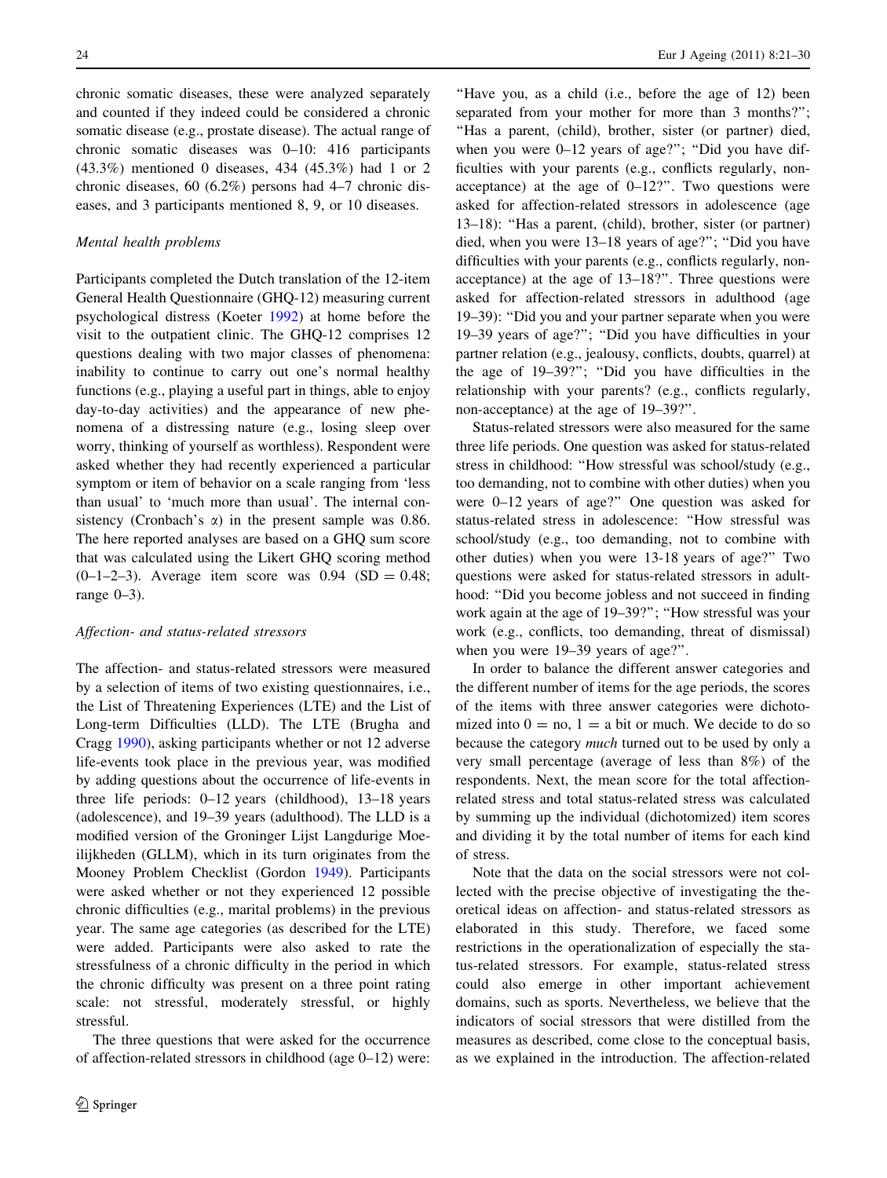chronic somatic diseases, these were analyzed separately and counted if they indeed could be considered a chronic somatic disease (e.g., prostate disease). The actual range of chronic somatic diseases was 0–10: 416 participants (43.3%) mentioned 0 diseases, 434 (45.3%) had 1 or 2 chronic diseases, 60 (6.2%) persons had 4–7 chronic diseases, and 3 participants mentioned 8, 9, or 10 diseases.

*Mental health problems*

Participants completed the Dutch translation of the 12-item General Health Questionnaire (GHQ-12) measuring current psychological distress (Koeter 1992) at home before the visit to the outpatient clinic. The GHQ-12 comprises 12 questions dealing with two major classes of phenomena: inability to continue to carry out one's normal healthy functions (e.g., playing a useful part in things, able to enjoy day-to-day activities) and the appearance of new phenomena of a distressing nature (e.g., losing sleep over worry, thinking of yourself as worthless). Respondent were asked whether they had recently experienced a particular symptom or item of behavior on a scale ranging from 'less than usual' to 'much more than usual'. The internal consistency (Cronbach's $\alpha$) in the present sample was 0.86. The here reported analyses are based on a GHQ sum score that was calculated using the Likert GHQ scoring method (0–1–2–3). Average item score was 0.94 (SD = 0.48; range 0–3).

*Affection- and status-related stressors*

The affection- and status-related stressors were measured by a selection of items of two existing questionnaires, i.e., the List of Threatening Experiences (LTE) and the List of Long-term Difficulties (LLD). The LTE (Brugha and Cragg 1990), asking participants whether or not 12 adverse life-events took place in the previous year, was modified by adding questions about the occurrence of life-events in three life periods: 0–12 years (childhood), 13–18 years (adolescence), and 19–39 years (adulthood). The LLD is a modified version of the Groninger Lijst Langdurige Moeilijkheden (GLLM), which in its turn originates from the Mooney Problem Checklist (Gordon 1949). Participants were asked whether or not they experienced 12 possible chronic difficulties (e.g., marital problems) in the previous year. The same age categories (as described for the LTE) were added. Participants were also asked to rate the stressfulness of a chronic difficulty in the period in which the chronic difficulty was present on a three point rating scale: not stressful, moderately stressful, or highly stressful.

The three questions that were asked for the occurrence of affection-related stressors in childhood (age 0–12) were: "Have you, as a child (i.e., before the age of 12) been separated from your mother for more than 3 months?"; "Has a parent, (child), brother, sister (or partner) died, when you were 0–12 years of age?"; "Did you have difficulties with your parents (e.g., conflicts regularly, non-acceptance) at the age of 0–12?". Two questions were asked for affection-related stressors in adolescence (age 13–18): "Has a parent, (child), brother, sister (or partner) died, when you were 13–18 years of age?"; "Did you have difficulties with your parents (e.g., conflicts regularly, non-acceptance) at the age of 13–18?". Three questions were asked for affection-related stressors in adulthood (age 19–39): "Did you and your partner separate when you were 19–39 years of age?"; "Did you have difficulties in your partner relation (e.g., jealousy, conflicts, doubts, quarrel) at the age of 19–39?"; "Did you have difficulties in the relationship with your parents? (e.g., conflicts regularly, non-acceptance) at the age of 19–39?".

Status-related stressors were also measured for the same three life periods. One question was asked for status-related stress in childhood: "How stressful was school/study (e.g., too demanding, not to combine with other duties) when you were 0–12 years of age?" One question was asked for status-related stress in adolescence: "How stressful was school/study (e.g., too demanding, not to combine with other duties) when you were 13-18 years of age?" Two questions were asked for status-related stressors in adulthood: "Did you become jobless and not succeed in finding work again at the age of 19–39?"; "How stressful was your work (e.g., conflicts, too demanding, threat of dismissal) when you were 19–39 years of age?".

In order to balance the different answer categories and the different number of items for the age periods, the scores of the items with three answer categories were dichotomized into 0 = no, 1 = a bit or much. We decide to do so because the category *much* turned out to be used by only a very small percentage (average of less than 8%) of the respondents. Next, the mean score for the total affection-related stress and total status-related stress was calculated by summing up the individual (dichotomized) item scores and dividing it by the total number of items for each kind of stress.

Note that the data on the social stressors were not collected with the precise objective of investigating the theoretical ideas on affection- and status-related stressors as elaborated in this study. Therefore, we faced some restrictions in the operationalization of especially the status-related stressors. For example, status-related stress could also emerge in other important achievement domains, such as sports. Nevertheless, we believe that the indicators of social stressors that were distilled from the measures as described, come close to the conceptual basis, as we explained in the introduction. The affection-related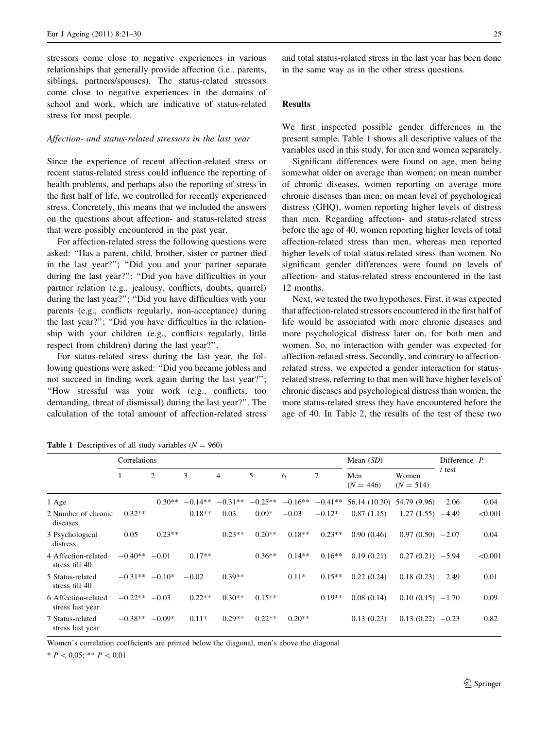stressors come close to negative experiences in various relationships that generally provide affection (i.e., parents, siblings, partners/spouses). The status-related stressors come close to negative experiences in the domains of school and work, which are indicative of status-related stress for most people.

*Affection- and status-related stressors in the last year*

Since the experience of recent affection-related stress or recent status-related stress could influence the reporting of health problems, and perhaps also the reporting of stress in the first half of life, we controlled for recently experienced stress. Concretely, this means that we included the answers on the questions about affection- and status-related stress that were possibly encountered in the past year.

For affection-related stress the following questions were asked: "Has a parent, child, brother, sister or partner died in the last year?"; "Did you and your partner separate during the last year?"; "Did you have difficulties in your partner relation (e.g., jealousy, conflicts, doubts, quarrel) during the last year?"; "Did you have difficulties with your parents (e.g., conflicts regularly, non-acceptance) during the last year?"; "Did you have difficulties in the relationship with your children (e.g., conflicts regularly, little respect from children) during the last year?".

For status-related stress during the last year, the following questions were asked: "Did you became jobless and not succeed in finding work again during the last year?"; "How stressful was your work (e.g., conflicts, too demanding, threat of dismissal) during the last year?". The calculation of the total amount of affection-related stress and total status-related stress in the last year has been done in the same way as in the other stress questions.

## Results

We first inspected possible gender differences in the present sample. Table 1 shows all descriptive values of the variables used in this study, for men and women separately.

Significant differences were found on age, men being somewhat older on average than women; on mean number of chronic diseases, women reporting on average more chronic diseases than men; on mean level of psychological distress (GHQ), women reporting higher levels of distress than men. Regarding affection- and status-related stress before the age of 40, women reporting higher levels of total affection-related stress than men, whereas men reported higher levels of total status-related stress than women. No significant gender differences were found on levels of affection- and status-related stress encountered in the last 12 months.

Next, we tested the two hypotheses. First, it was expected that affection-related stressors encountered in the first half of life would be associated with more chronic diseases and more psychological distress later on, for both men and women. So, no interaction with gender was expected for affection-related stress. Secondly, and contrary to affection-related stress, we expected a gender interaction for status-related stress, referring to that men will have higher levels of chronic diseases and psychological distress than women, the more status-related stress they have encountered before the age of 40. In Table 2, the results of the test of these two

**Table 1** Descriptives of all study variables ($N = 960$)

| | Correlations | | | | | | | Mean (SD) | | Difference *t* test | *P* |
|---|---|---|---|---|---|---|---|---|---|---|---|
| | 1 | 2 | 3 | 4 | 5 | 6 | 7 | Men ($N = 446$) | Women ($N = 514$) | | |
| 1 Age | | 0.30** | −0.14** | −0.31** | −0.25** | −0.16** | −0.41** | 56.14 (10.30) | 54.79 (9.96) | 2.06 | 0.04 |
| 2 Number of chronic diseases | 0.32** | | 0.18** | 0.03 | 0.09* | −0.03 | −0.12* | 0.87 (1.15) | 1.27 (1.55) | −4.49 | <0.001 |
| 3 Psychological distress | 0.05 | 0.23** | | 0.23** | 0.20** | 0.18** | 0.23** | 0.90 (0.46) | 0.97 (0.50) | −2.07 | 0.04 |
| 4 Affection-related stress till 40 | −0.40** | −0.01 | 0.17** | | 0.36** | 0.14** | 0.16** | 0.19 (0.21) | 0.27 (0.21) | −5.94 | <0.001 |
| 5 Status-related stress till 40 | −0.31** | −0.10* | −0.02 | 0.39** | | 0.11* | 0.15** | 0.22 (0.24) | 0.18 (0.23) | 2.49 | 0.01 |
| 6 Affection-related stress last year | −0.22** | −0.03 | 0.22** | 0.30** | 0.15** | | 0.19** | 0.08 (0.14) | 0.10 (0.15) | −1.70 | 0.09 |
| 7 Status-related stress last year | −0.38** | −0.09* | 0.11* | 0.29** | 0.22** | 0.20** | | 0.13 (0.23) | 0.13 (0.22) | −0.23 | 0.82 |

Women's correlation coefficients are printed below the diagonal, men's above the diagonal

* $P < 0.05$; ** $P < 0.01$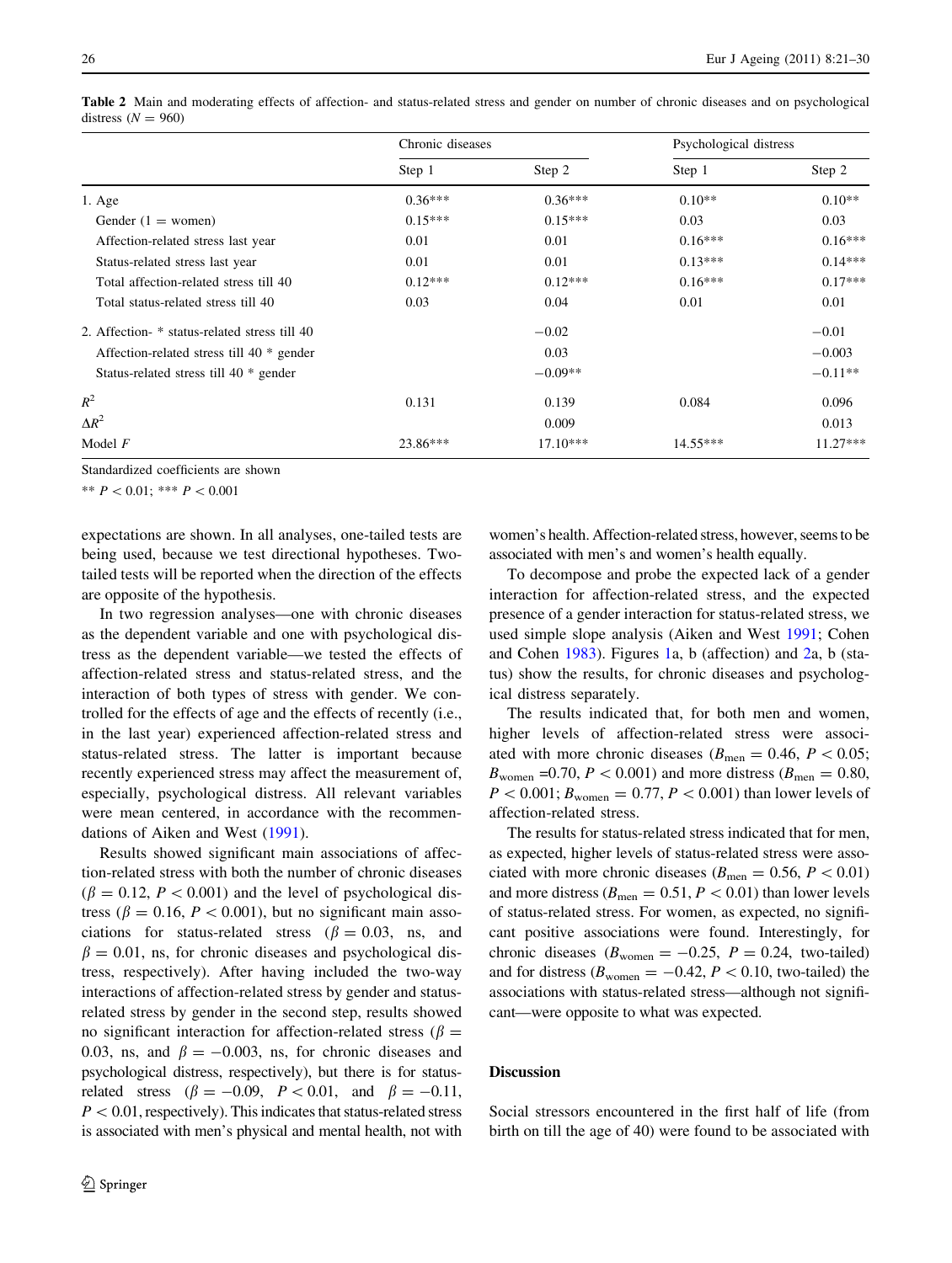**Table 2** Main and moderating effects of affection- and status-related stress and gender on number of chronic diseases and on psychological distress ($N = 960$)

| | Chronic diseases | | Psychological distress | |
|---|---|---|---|---|
| | Step 1 | Step 2 | Step 1 | Step 2 |
| 1. Age | 0.36*** | 0.36*** | 0.10** | 0.10** |
| Gender (1 = women) | 0.15*** | 0.15*** | 0.03 | 0.03 |
| Affection-related stress last year | 0.01 | 0.01 | 0.16*** | 0.16*** |
| Status-related stress last year | 0.01 | 0.01 | 0.13*** | 0.14*** |
| Total affection-related stress till 40 | 0.12*** | 0.12*** | 0.16*** | 0.17*** |
| Total status-related stress till 40 | 0.03 | 0.04 | 0.01 | 0.01 |
| 2. Affection- * status-related stress till 40 | | −0.02 | | −0.01 |
| Affection-related stress till 40 * gender | | 0.03 | | −0.003 |
| Status-related stress till 40 * gender | | −0.09** | | −0.11** |
| $R^2$ | 0.131 | 0.139 | 0.084 | 0.096 |
| $\Delta R^2$ | | 0.009 | | 0.013 |
| Model $F$ | 23.86*** | 17.10*** | 14.55*** | 11.27*** |

Standardized coefficients are shown

** $P < 0.01$; *** $P < 0.001$

expectations are shown. In all analyses, one-tailed tests are being used, because we test directional hypotheses. Two-tailed tests will be reported when the direction of the effects are opposite of the hypothesis.

In two regression analyses—one with chronic diseases as the dependent variable and one with psychological distress as the dependent variable—we tested the effects of affection-related stress and status-related stress, and the interaction of both types of stress with gender. We controlled for the effects of age and the effects of recently (i.e., in the last year) experienced affection-related stress and status-related stress. The latter is important because recently experienced stress may affect the measurement of, especially, psychological distress. All relevant variables were mean centered, in accordance with the recommendations of Aiken and West (1991).

Results showed significant main associations of affection-related stress with both the number of chronic diseases ($\beta = 0.12$, $P < 0.001$) and the level of psychological distress ($\beta = 0.16$, $P < 0.001$), but no significant main associations for status-related stress ($\beta = 0.03$, ns, and $\beta = 0.01$, ns, for chronic diseases and psychological distress, respectively). After having included the two-way interactions of affection-related stress by gender and status-related stress by gender in the second step, results showed no significant interaction for affection-related stress ($\beta = 0.03$, ns, and $\beta = -0.003$, ns, for chronic diseases and psychological distress, respectively), but there is for status-related stress ($\beta = -0.09$, $P < 0.01$, and $\beta = -0.11$, $P < 0.01$, respectively). This indicates that status-related stress is associated with men's physical and mental health, not with women's health. Affection-related stress, however, seems to be associated with men's and women's health equally.

To decompose and probe the expected lack of a gender interaction for affection-related stress, and the expected presence of a gender interaction for status-related stress, we used simple slope analysis (Aiken and West 1991; Cohen and Cohen 1983). Figures 1a, b (affection) and 2a, b (status) show the results, for chronic diseases and psychological distress separately.

The results indicated that, for both men and women, higher levels of affection-related stress were associated with more chronic diseases ($B_{\text{men}} = 0.46$, $P < 0.05$; $B_{\text{women}} = 0.70$, $P < 0.001$) and more distress ($B_{\text{men}} = 0.80$, $P < 0.001$; $B_{\text{women}} = 0.77$, $P < 0.001$) than lower levels of affection-related stress.

The results for status-related stress indicated that for men, as expected, higher levels of status-related stress were associated with more chronic diseases ($B_{\text{men}} = 0.56$, $P < 0.01$) and more distress ($B_{\text{men}} = 0.51$, $P < 0.01$) than lower levels of status-related stress. For women, as expected, no significant positive associations were found. Interestingly, for chronic diseases ($B_{\text{women}} = -0.25$, $P = 0.24$, two-tailed) and for distress ($B_{\text{women}} = -0.42$, $P < 0.10$, two-tailed) the associations with status-related stress—although not significant—were opposite to what was expected.

## Discussion

Social stressors encountered in the first half of life (from birth on till the age of 40) were found to be associated with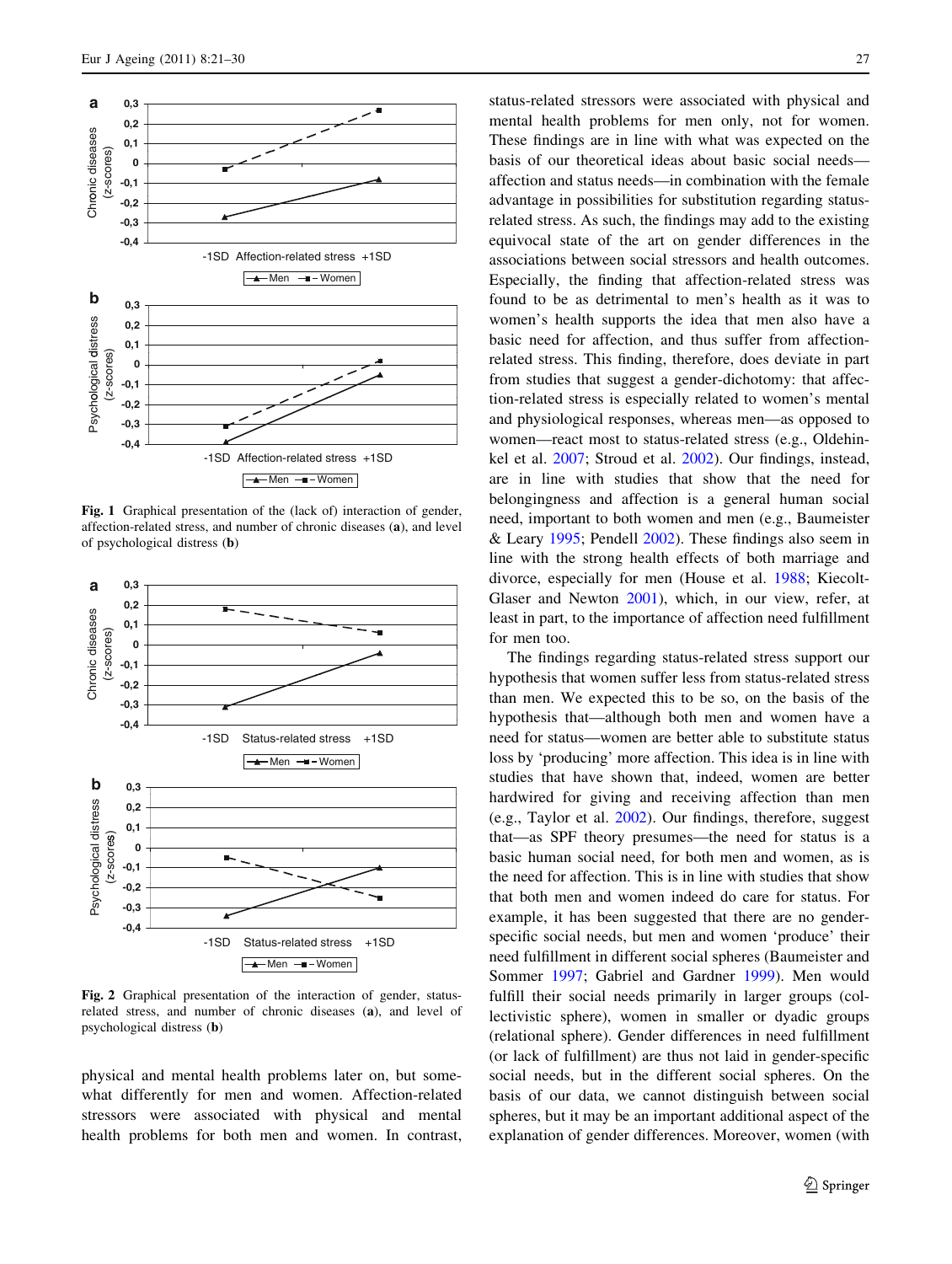Fig. 1 Graphical presentation of the (lack of) interaction of gender, affection-related stress, and number of chronic diseases (**a**), and level of psychological distress (**b**)

Fig. 2 Graphical presentation of the interaction of gender, status-related stress, and number of chronic diseases (**a**), and level of psychological distress (**b**)

physical and mental health problems later on, but somewhat differently for men and women. Affection-related stressors were associated with physical and mental health problems for both men and women. In contrast, status-related stressors were associated with physical and mental health problems for men only, not for women. These findings are in line with what was expected on the basis of our theoretical ideas about basic social needs—affection and status needs—in combination with the female advantage in possibilities for substitution regarding status-related stress. As such, the findings may add to the existing equivocal state of the art on gender differences in the associations between social stressors and health outcomes. Especially, the finding that affection-related stress was found to be as detrimental to men's health as it was to women's health supports the idea that men also have a basic need for affection, and thus suffer from affection-related stress. This finding, therefore, does deviate in part from studies that suggest a gender-dichotomy: that affection-related stress is especially related to women's mental and physiological responses, whereas men—as opposed to women—react most to status-related stress (e.g., Oldehinkel et al. 2007; Stroud et al. 2002). Our findings, instead, are in line with studies that show that the need for belongingness and affection is a general human social need, important to both women and men (e.g., Baumeister & Leary 1995; Pendell 2002). These findings also seem in line with the strong health effects of both marriage and divorce, especially for men (House et al. 1988; Kiecolt-Glaser and Newton 2001), which, in our view, refer, at least in part, to the importance of affection need fulfillment for men too.

The findings regarding status-related stress support our hypothesis that women suffer less from status-related stress than men. We expected this to be so, on the basis of the hypothesis that—although both men and women have a need for status—women are better able to substitute status loss by 'producing' more affection. This idea is in line with studies that have shown that, indeed, women are better hardwired for giving and receiving affection than men (e.g., Taylor et al. 2002). Our findings, therefore, suggest that—as SPF theory presumes—the need for status is a basic human social need, for both men and women, as is the need for affection. This is in line with studies that show that both men and women indeed do care for status. For example, it has been suggested that there are no gender-specific social needs, but men and women 'produce' their need fulfillment in different social spheres (Baumeister and Sommer 1997; Gabriel and Gardner 1999). Men would fulfill their social needs primarily in larger groups (collectivistic sphere), women in smaller or dyadic groups (relational sphere). Gender differences in need fulfillment (or lack of fulfillment) are thus not laid in gender-specific social needs, but in the different social spheres. On the basis of our data, we cannot distinguish between social spheres, but it may be an important additional aspect of the explanation of gender differences. Moreover, women (with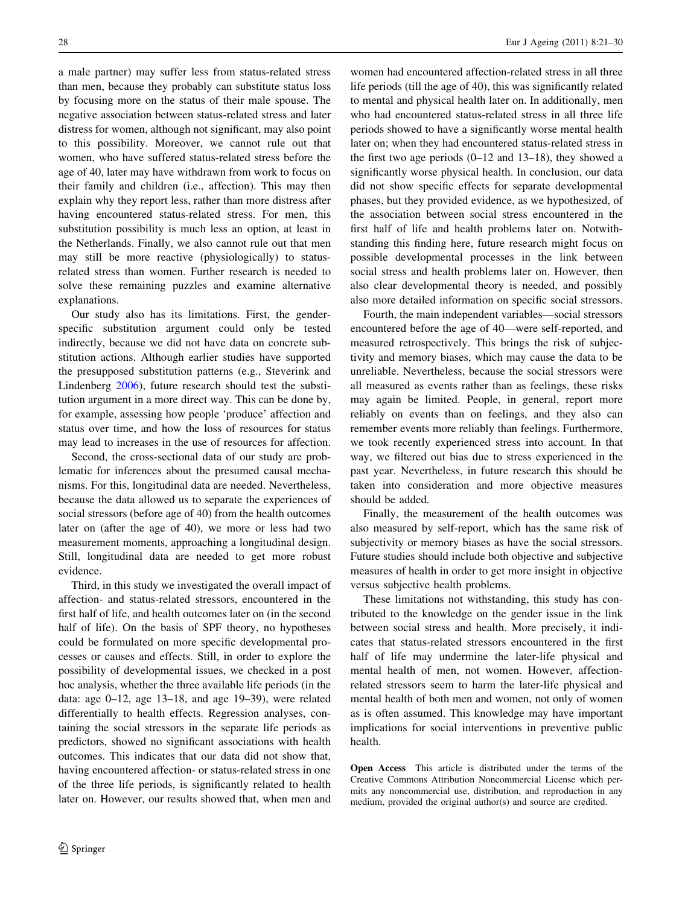a male partner) may suffer less from status-related stress than men, because they probably can substitute status loss by focusing more on the status of their male spouse. The negative association between status-related stress and later distress for women, although not significant, may also point to this possibility. Moreover, we cannot rule out that women, who have suffered status-related stress before the age of 40, later may have withdrawn from work to focus on their family and children (i.e., affection). This may then explain why they report less, rather than more distress after having encountered status-related stress. For men, this substitution possibility is much less an option, at least in the Netherlands. Finally, we also cannot rule out that men may still be more reactive (physiologically) to status-related stress than women. Further research is needed to solve these remaining puzzles and examine alternative explanations.

Our study also has its limitations. First, the gender-specific substitution argument could only be tested indirectly, because we did not have data on concrete substitution actions. Although earlier studies have supported the presupposed substitution patterns (e.g., Steverink and Lindenberg 2006), future research should test the substitution argument in a more direct way. This can be done by, for example, assessing how people 'produce' affection and status over time, and how the loss of resources for status may lead to increases in the use of resources for affection.

Second, the cross-sectional data of our study are problematic for inferences about the presumed causal mechanisms. For this, longitudinal data are needed. Nevertheless, because the data allowed us to separate the experiences of social stressors (before age of 40) from the health outcomes later on (after the age of 40), we more or less had two measurement moments, approaching a longitudinal design. Still, longitudinal data are needed to get more robust evidence.

Third, in this study we investigated the overall impact of affection- and status-related stressors, encountered in the first half of life, and health outcomes later on (in the second half of life). On the basis of SPF theory, no hypotheses could be formulated on more specific developmental processes or causes and effects. Still, in order to explore the possibility of developmental issues, we checked in a post hoc analysis, whether the three available life periods (in the data: age 0–12, age 13–18, and age 19–39), were related differentially to health effects. Regression analyses, containing the social stressors in the separate life periods as predictors, showed no significant associations with health outcomes. This indicates that our data did not show that, having encountered affection- or status-related stress in one of the three life periods, is significantly related to health later on. However, our results showed that, when men and women had encountered affection-related stress in all three life periods (till the age of 40), this was significantly related to mental and physical health later on. In additionally, men who had encountered status-related stress in all three life periods showed to have a significantly worse mental health later on; when they had encountered status-related stress in the first two age periods (0–12 and 13–18), they showed a significantly worse physical health. In conclusion, our data did not show specific effects for separate developmental phases, but they provided evidence, as we hypothesized, of the association between social stress encountered in the first half of life and health problems later on. Notwithstanding this finding here, future research might focus on possible developmental processes in the link between social stress and health problems later on. However, then also clear developmental theory is needed, and possibly also more detailed information on specific social stressors.

Fourth, the main independent variables—social stressors encountered before the age of 40—were self-reported, and measured retrospectively. This brings the risk of subjectivity and memory biases, which may cause the data to be unreliable. Nevertheless, because the social stressors were all measured as events rather than as feelings, these risks may again be limited. People, in general, report more reliably on events than on feelings, and they also can remember events more reliably than feelings. Furthermore, we took recently experienced stress into account. In that way, we filtered out bias due to stress experienced in the past year. Nevertheless, in future research this should be taken into consideration and more objective measures should be added.

Finally, the measurement of the health outcomes was also measured by self-report, which has the same risk of subjectivity or memory biases as have the social stressors. Future studies should include both objective and subjective measures of health in order to get more insight in objective versus subjective health problems.

These limitations not withstanding, this study has contributed to the knowledge on the gender issue in the link between social stress and health. More precisely, it indicates that status-related stressors encountered in the first half of life may undermine the later-life physical and mental health of men, not women. However, affection-related stressors seem to harm the later-life physical and mental health of both men and women, not only of women as is often assumed. This knowledge may have important implications for social interventions in preventive public health.

**Open Access** This article is distributed under the terms of the Creative Commons Attribution Noncommercial License which permits any noncommercial use, distribution, and reproduction in any medium, provided the original author(s) and source are credited.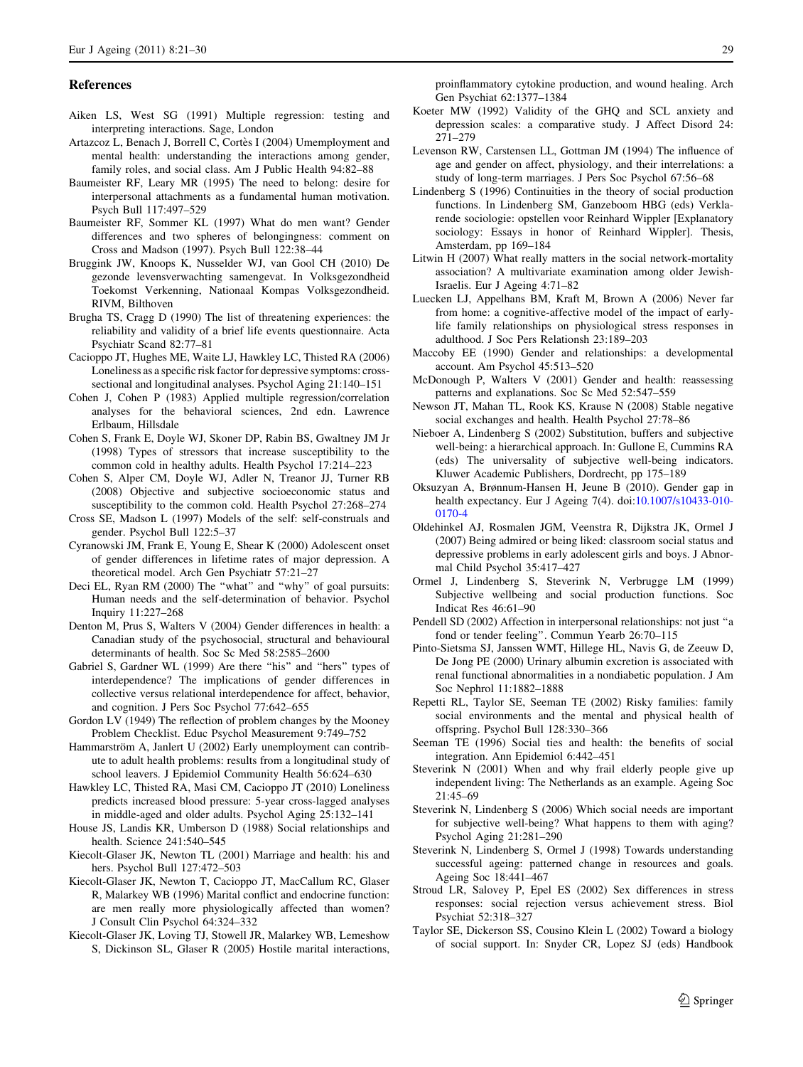## References

Aiken LS, West SG (1991) Multiple regression: testing and interpreting interactions. Sage, London

Artazcoz L, Benach J, Borrell C, Cortès I (2004) Unemployment and mental health: understanding the interactions among gender, family roles, and social class. Am J Public Health 94:82–88

Baumeister RF, Leary MR (1995) The need to belong: desire for interpersonal attachments as a fundamental human motivation. Psych Bull 117:497–529

Baumeister RF, Sommer KL (1997) What do men want? Gender differences and two spheres of belongingness: comment on Cross and Madson (1997). Psych Bull 122:38–44

Bruggink JW, Knoops K, Nusselder WJ, van Gool CH (2010) De gezonde levensverwachting samengevat. In Volksgezondheid Toekomst Verkenning, Nationaal Kompas Volksgezondheid. RIVM, Bilthoven

Brugha TS, Cragg D (1990) The list of threatening experiences: the reliability and validity of a brief life events questionnaire. Acta Psychiatr Scand 82:77–81

Cacioppo JT, Hughes ME, Waite LJ, Hawkley LC, Thisted RA (2006) Loneliness as a specific risk factor for depressive symptoms: cross-sectional and longitudinal analyses. Psychol Aging 21:140–151

Cohen J, Cohen P (1983) Applied multiple regression/correlation analyses for the behavioral sciences, 2nd edn. Lawrence Erlbaum, Hillsdale

Cohen S, Frank E, Doyle WJ, Skoner DP, Rabin BS, Gwaltney JM Jr (1998) Types of stressors that increase susceptibility to the common cold in healthy adults. Health Psychol 17:214–223

Cohen S, Alper CM, Doyle WJ, Adler N, Treanor JJ, Turner RB (2008) Objective and subjective socioeconomic status and susceptibility to the common cold. Health Psychol 27:268–274

Cross SE, Madson L (1997) Models of the self: self-construals and gender. Psychol Bull 122:5–37

Cyranowski JM, Frank E, Young E, Shear K (2000) Adolescent onset of gender differences in lifetime rates of major depression. A theoretical model. Arch Gen Psychiatr 57:21–27

Deci EL, Ryan RM (2000) The "what" and "why" of goal pursuits: Human needs and the self-determination of behavior. Psychol Inquiry 11:227–268

Denton M, Prus S, Walters V (2004) Gender differences in health: a Canadian study of the psychosocial, structural and behavioural determinants of health. Soc Sc Med 58:2585–2600

Gabriel S, Gardner WL (1999) Are there "his" and "hers" types of interdependence? The implications of gender differences in collective versus relational interdependence for affect, behavior, and cognition. J Pers Soc Psychol 77:642–655

Gordon LV (1949) The reflection of problem changes by the Mooney Problem Checklist. Educ Psychol Measurement 9:749–752

Hammarström A, Janlert U (2002) Early unemployment can contribute to adult health problems: results from a longitudinal study of school leavers. J Epidemiol Community Health 56:624–630

Hawkley LC, Thisted RA, Masi CM, Cacioppo JT (2010) Loneliness predicts increased blood pressure: 5-year cross-lagged analyses in middle-aged and older adults. Psychol Aging 25:132–141

House JS, Landis KR, Umberson D (1988) Social relationships and health. Science 241:540–545

Kiecolt-Glaser JK, Newton TL (2001) Marriage and health: his and hers. Psychol Bull 127:472–503

Kiecolt-Glaser JK, Newton T, Cacioppo JT, MacCallum RC, Glaser R, Malarkey WB (1996) Marital conflict and endocrine function: are men really more physiologically affected than women? J Consult Clin Psychol 64:324–332

Kiecolt-Glaser JK, Loving TJ, Stowell JR, Malarkey WB, Lemeshow S, Dickinson SL, Glaser R (2005) Hostile marital interactions, proinflammatory cytokine production, and wound healing. Arch Gen Psychiat 62:1377–1384

Koeter MW (1992) Validity of the GHQ and SCL anxiety and depression scales: a comparative study. J Affect Disord 24: 271–279

Levenson RW, Carstensen LL, Gottman JM (1994) The influence of age and gender on affect, physiology, and their interrelations: a study of long-term marriages. J Pers Soc Psychol 67:56–68

Lindenberg S (1996) Continuities in the theory of social production functions. In Lindenberg SM, Ganzeboom HBG (eds) Verklarende sociologie: opstellen voor Reinhard Wippler [Explanatory sociology: Essays in honor of Reinhard Wippler]. Thesis, Amsterdam, pp 169–184

Litwin H (2007) What really matters in the social network-mortality association? A multivariate examination among older Jewish-Israelis. Eur J Ageing 4:71–82

Luecken LJ, Appelhans BM, Kraft M, Brown A (2006) Never far from home: a cognitive-affective model of the impact of early-life family relationships on physiological stress responses in adulthood. J Soc Pers Relationsh 23:189–203

Maccoby EE (1990) Gender and relationships: a developmental account. Am Psychol 45:513–520

McDonough P, Walters V (2001) Gender and health: reassessing patterns and explanations. Soc Sc Med 52:547–559

Newson JT, Mahan TL, Rook KS, Krause N (2008) Stable negative social exchanges and health. Health Psychol 27:78–86

Nieboer A, Lindenberg S (2002) Substitution, buffers and subjective well-being: a hierarchical approach. In: Gullone E, Cummins RA (eds) The universality of subjective well-being indicators. Kluwer Academic Publishers, Dordrecht, pp 175–189

Oksuzyan A, Brønnum-Hansen H, Jeune B (2010). Gender gap in health expectancy. Eur J Ageing 7(4). doi:10.1007/s10433-010-0170-4

Oldehinkel AJ, Rosmalen JGM, Veenstra R, Dijkstra JK, Ormel J (2007) Being admired or being liked: classroom social status and depressive problems in early adolescent girls and boys. J Abnormal Child Psychol 35:417–427

Ormel J, Lindenberg S, Steverink N, Verbrugge LM (1999) Subjective wellbeing and social production functions. Soc Indicat Res 46:61–90

Pendell SD (2002) Affection in interpersonal relationships: not just "a fond or tender feeling". Commun Yearb 26:70–115

Pinto-Sietsma SJ, Janssen WMT, Hillege HL, Navis G, de Zeeuw D, De Jong PE (2000) Urinary albumin excretion is associated with renal functional abnormalities in a nondiabetic population. J Am Soc Nephrol 11:1882–1888

Repetti RL, Taylor SE, Seeman TE (2002) Risky families: family social environments and the mental and physical health of offspring. Psychol Bull 128:330–366

Seeman TE (1996) Social ties and health: the benefits of social integration. Ann Epidemiol 6:442–451

Steverink N (2001) When and why frail elderly people give up independent living: The Netherlands as an example. Ageing Soc 21:45–69

Steverink N, Lindenberg S (2006) Which social needs are important for subjective well-being? What happens to them with aging? Psychol Aging 21:281–290

Steverink N, Lindenberg S, Ormel J (1998) Towards understanding successful ageing: patterned change in resources and goals. Ageing Soc 18:441–467

Stroud LR, Salovey P, Epel ES (2002) Sex differences in stress responses: social rejection versus achievement stress. Biol Psychiat 52:318–327

Taylor SE, Dickerson SS, Cousino Klein L (2002) Toward a biology of social support. In: Snyder CR, Lopez SJ (eds) Handbook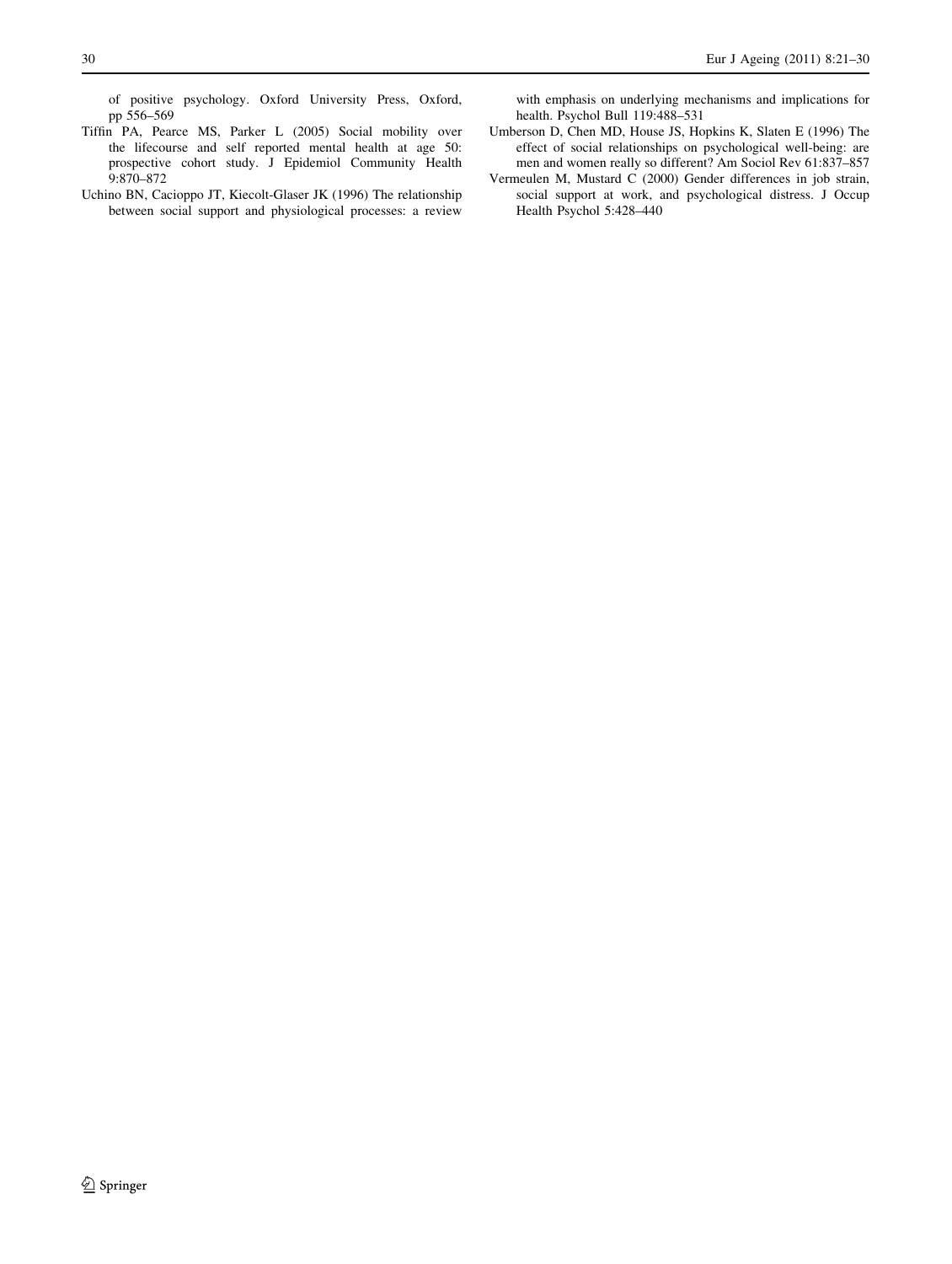of positive psychology. Oxford University Press, Oxford, pp 556–569

Tiffin PA, Pearce MS, Parker L (2005) Social mobility over the lifecourse and self reported mental health at age 50: prospective cohort study. J Epidemiol Community Health 9:870–872

Uchino BN, Cacioppo JT, Kiecolt-Glaser JK (1996) The relationship between social support and physiological processes: a review with emphasis on underlying mechanisms and implications for health. Psychol Bull 119:488–531

Umberson D, Chen MD, House JS, Hopkins K, Slaten E (1996) The effect of social relationships on psychological well-being: are men and women really so different? Am Sociol Rev 61:837–857

Vermeulen M, Mustard C (2000) Gender differences in job strain, social support at work, and psychological distress. J Occup Health Psychol 5:428–440